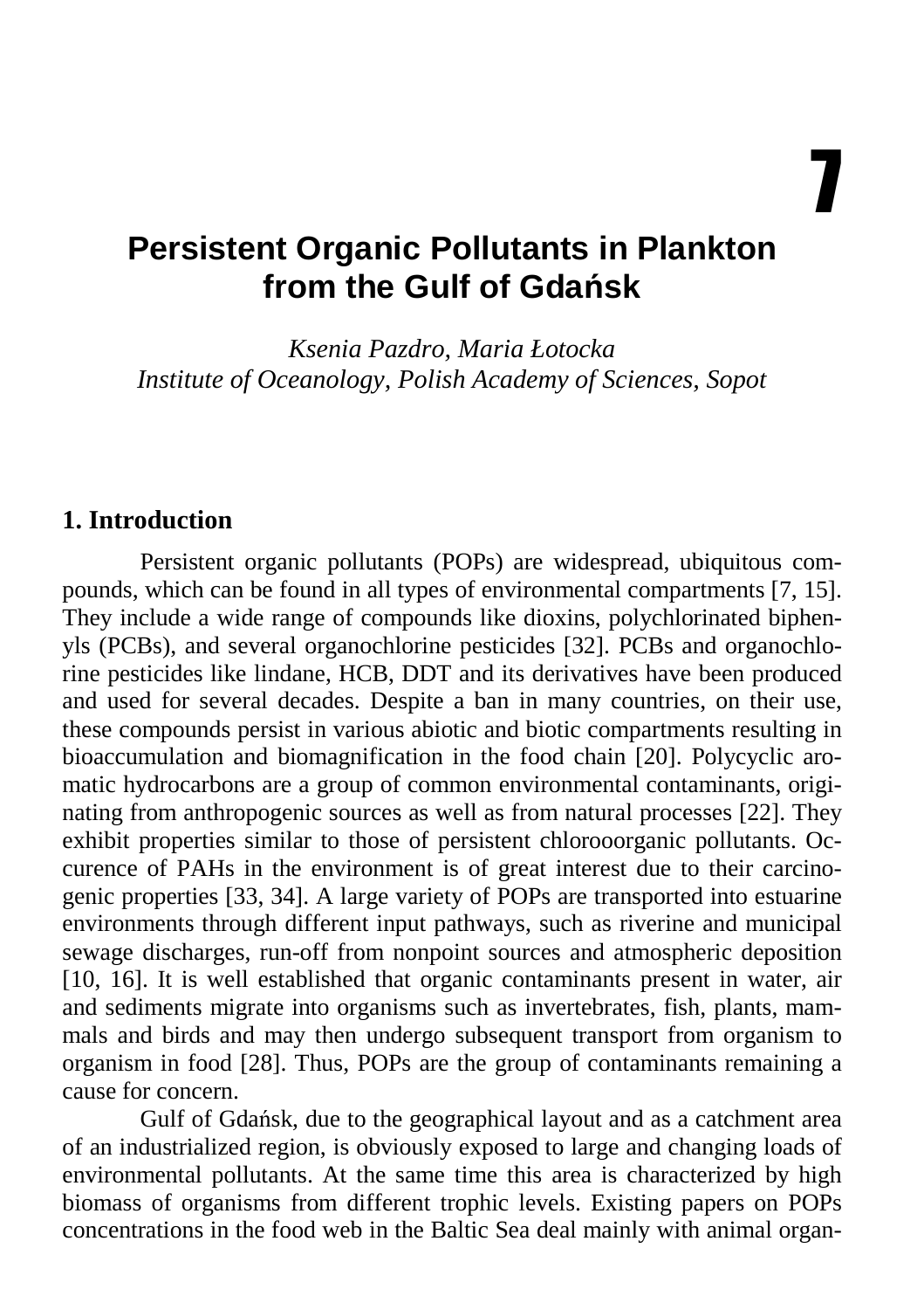# 7

# Persistent Organic Pollutants in Plankton from the Gulf of Gdańsk

*Ksenia Pazdro, Maria Łotocka*
*Institute of Oceanology, Polish Academy of Sciences, Sopot*

## 1. Introduction

Persistent organic pollutants (POPs) are widespread, ubiquitous compounds, which can be found in all types of environmental compartments [7, 15]. They include a wide range of compounds like dioxins, polychlorinated biphenyls (PCBs), and several organochlorine pesticides [32]. PCBs and organochlorine pesticides like lindane, HCB, DDT and its derivatives have been produced and used for several decades. Despite a ban in many countries, on their use, these compounds persist in various abiotic and biotic compartments resulting in bioaccumulation and biomagnification in the food chain [20]. Polycyclic aromatic hydrocarbons are a group of common environmental contaminants, originating from anthropogenic sources as well as from natural processes [22]. They exhibit properties similar to those of persistent chlorooorganic pollutants. Occurence of PAHs in the environment is of great interest due to their carcinogenic properties [33, 34]. A large variety of POPs are transported into estuarine environments through different input pathways, such as riverine and municipal sewage discharges, run-off from nonpoint sources and atmospheric deposition [10, 16]. It is well established that organic contaminants present in water, air and sediments migrate into organisms such as invertebrates, fish, plants, mammals and birds and may then undergo subsequent transport from organism to organism in food [28]. Thus, POPs are the group of contaminants remaining a cause for concern.

Gulf of Gdańsk, due to the geographical layout and as a catchment area of an industrialized region, is obviously exposed to large and changing loads of environmental pollutants. At the same time this area is characterized by high biomass of organisms from different trophic levels. Existing papers on POPs concentrations in the food web in the Baltic Sea deal mainly with animal organ-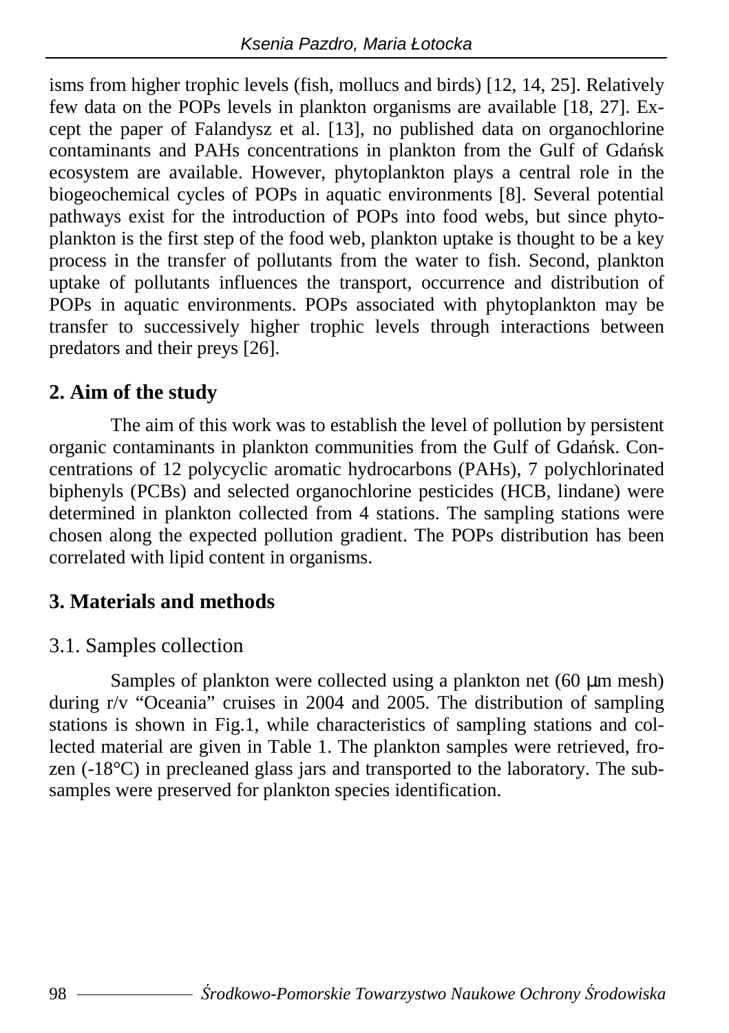isms from higher trophic levels (fish, mollucs and birds) [12, 14, 25]. Relatively few data on the POPs levels in plankton organisms are available [18, 27]. Except the paper of Falandysz et al. [13], no published data on organochlorine contaminants and PAHs concentrations in plankton from the Gulf of Gdańsk ecosystem are available. However, phytoplankton plays a central role in the biogeochemical cycles of POPs in aquatic environments [8]. Several potential pathways exist for the introduction of POPs into food webs, but since phytoplankton is the first step of the food web, plankton uptake is thought to be a key process in the transfer of pollutants from the water to fish. Second, plankton uptake of pollutants influences the transport, occurrence and distribution of POPs in aquatic environments. POPs associated with phytoplankton may be transfer to successively higher trophic levels through interactions between predators and their preys [26].

## 2. Aim of the study

The aim of this work was to establish the level of pollution by persistent organic contaminants in plankton communities from the Gulf of Gdańsk. Concentrations of 12 polycyclic aromatic hydrocarbons (PAHs), 7 polychlorinated biphenyls (PCBs) and selected organochlorine pesticides (HCB, lindane) were determined in plankton collected from 4 stations. The sampling stations were chosen along the expected pollution gradient. The POPs distribution has been correlated with lipid content in organisms.

## 3. Materials and methods

### 3.1. Samples collection

Samples of plankton were collected using a plankton net (60 μm mesh) during r/v "Oceania" cruises in 2004 and 2005. The distribution of sampling stations is shown in Fig.1, while characteristics of sampling stations and collected material are given in Table 1. The plankton samples were retrieved, frozen (-18°C) in precleaned glass jars and transported to the laboratory. The subsamples were preserved for plankton species identification.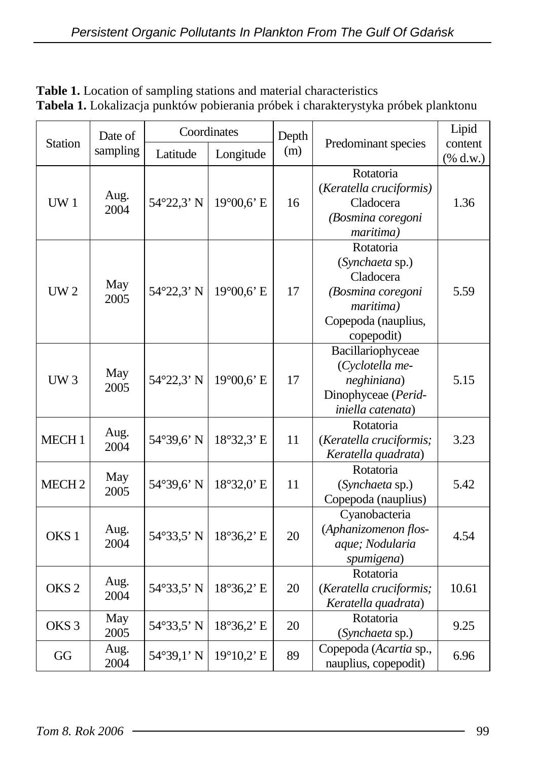**Table 1.** Location of sampling stations and material characteristics
**Tabela 1.** Lokalizacja punktów pobierania próbek i charakterystyka próbek planktonu

| Station | Date of sampling | Coordinates | | Depth (m) | Predominant species | Lipid content (% d.w.) |
|---|---|---|---|---|---|---|
| | | Latitude | Longitude | | | |
| UW 1 | Aug. 2004 | 54°22,3' N | 19°00,6' E | 16 | Rotatoria (*Keratella cruciformis)* Cladocera *(Bosmina coregoni maritima)* | 1.36 |
| UW 2 | May 2005 | 54°22,3' N | 19°00,6' E | 17 | Rotatoria (*Synchaeta* sp.) Cladocera *(Bosmina coregoni maritima)* Copepoda (nauplius, copepodit) | 5.59 |
| UW 3 | May 2005 | 54°22,3' N | 19°00,6' E | 17 | Bacillariophyceae (*Cyclotella meneghiniana*) Dinophyceae (*Peridiniella catenata*) | 5.15 |
| MECH 1 | Aug. 2004 | 54°39,6' N | 18°32,3' E | 11 | Rotatoria (*Keratella cruciformis; Keratella quadrata*) | 3.23 |
| MECH 2 | May 2005 | 54°39,6' N | 18°32,0' E | 11 | Rotatoria (*Synchaeta* sp.) Copepoda (nauplius) | 5.42 |
| OKS 1 | Aug. 2004 | 54°33,5' N | 18°36,2' E | 20 | Cyanobacteria (*Aphanizomenon flos-aque; Nodularia spumigena*) | 4.54 |
| OKS 2 | Aug. 2004 | 54°33,5' N | 18°36,2' E | 20 | Rotatoria (*Keratella cruciformis; Keratella quadrata*) | 10.61 |
| OKS 3 | May 2005 | 54°33,5' N | 18°36,2' E | 20 | Rotatoria (*Synchaeta* sp.) | 9.25 |
| GG | Aug. 2004 | 54°39,1' N | 19°10,2' E | 89 | Copepoda (*Acartia* sp., nauplius, copepodit) | 6.96 |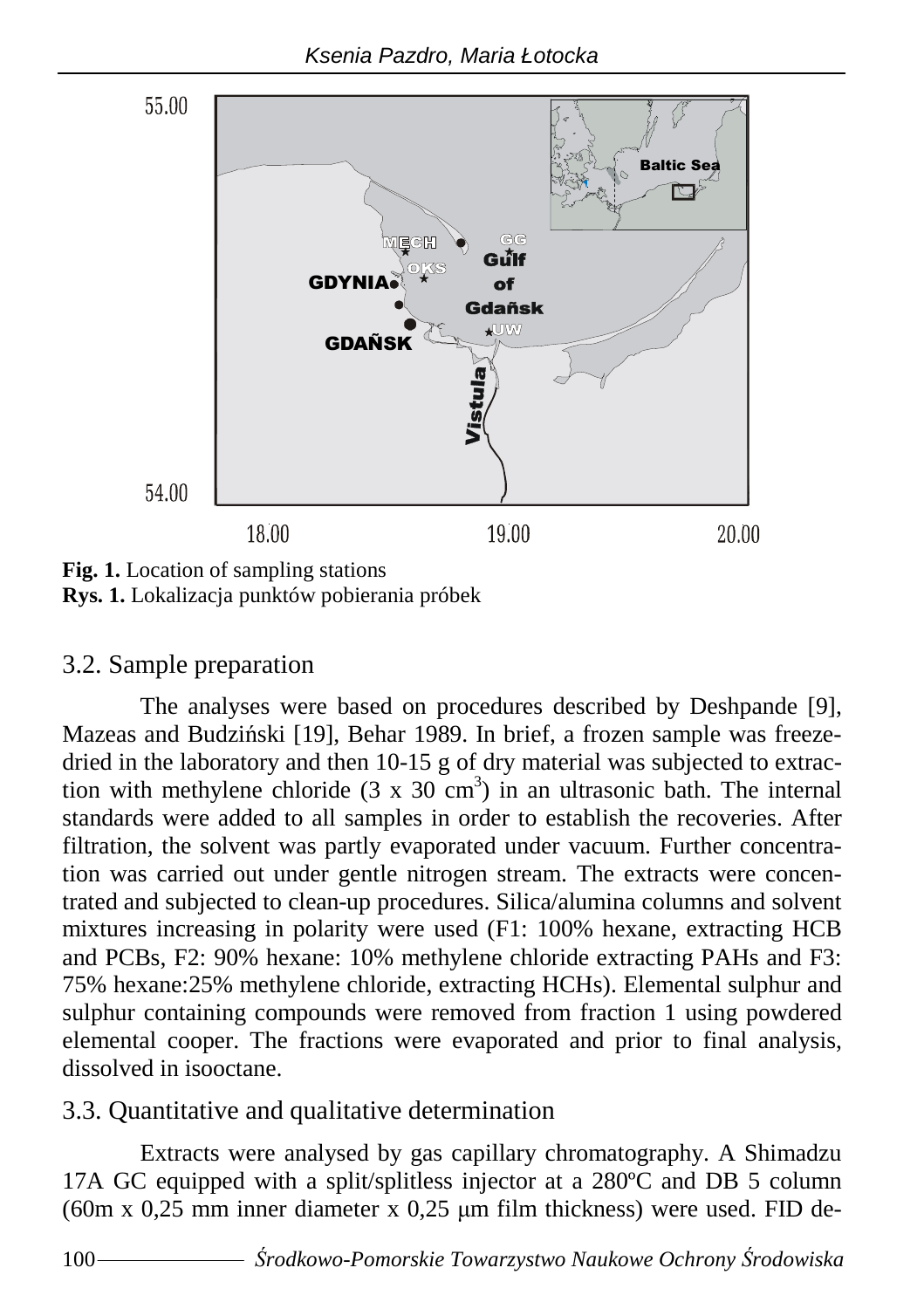**Fig. 1.** Location of sampling stations
**Rys. 1.** Lokalizacja punktów pobierania próbek

## 3.2. Sample preparation

The analyses were based on procedures described by Deshpande [9], Mazeas and Budziński [19], Behar 1989. In brief, a frozen sample was freeze-dried in the laboratory and then 10-15 g of dry material was subjected to extraction with methylene chloride (3 x 30 $cm^3$) in an ultrasonic bath. The internal standards were added to all samples in order to establish the recoveries. After filtration, the solvent was partly evaporated under vacuum. Further concentration was carried out under gentle nitrogen stream. The extracts were concentrated and subjected to clean-up procedures. Silica/alumina columns and solvent mixtures increasing in polarity were used (F1: 100% hexane, extracting HCB and PCBs, F2: 90% hexane: 10% methylene chloride extracting PAHs and F3: 75% hexane:25% methylene chloride, extracting HCHs). Elemental sulphur and sulphur containing compounds were removed from fraction 1 using powdered elemental cooper. The fractions were evaporated and prior to final analysis, dissolved in isooctane.

## 3.3. Quantitative and qualitative determination

Extracts were analysed by gas capillary chromatography. A Shimadzu 17A GC equipped with a split/splitless injector at a 280ºC and DB 5 column (60m x 0,25 mm inner diameter x 0,25 μm film thickness) were used. FID de-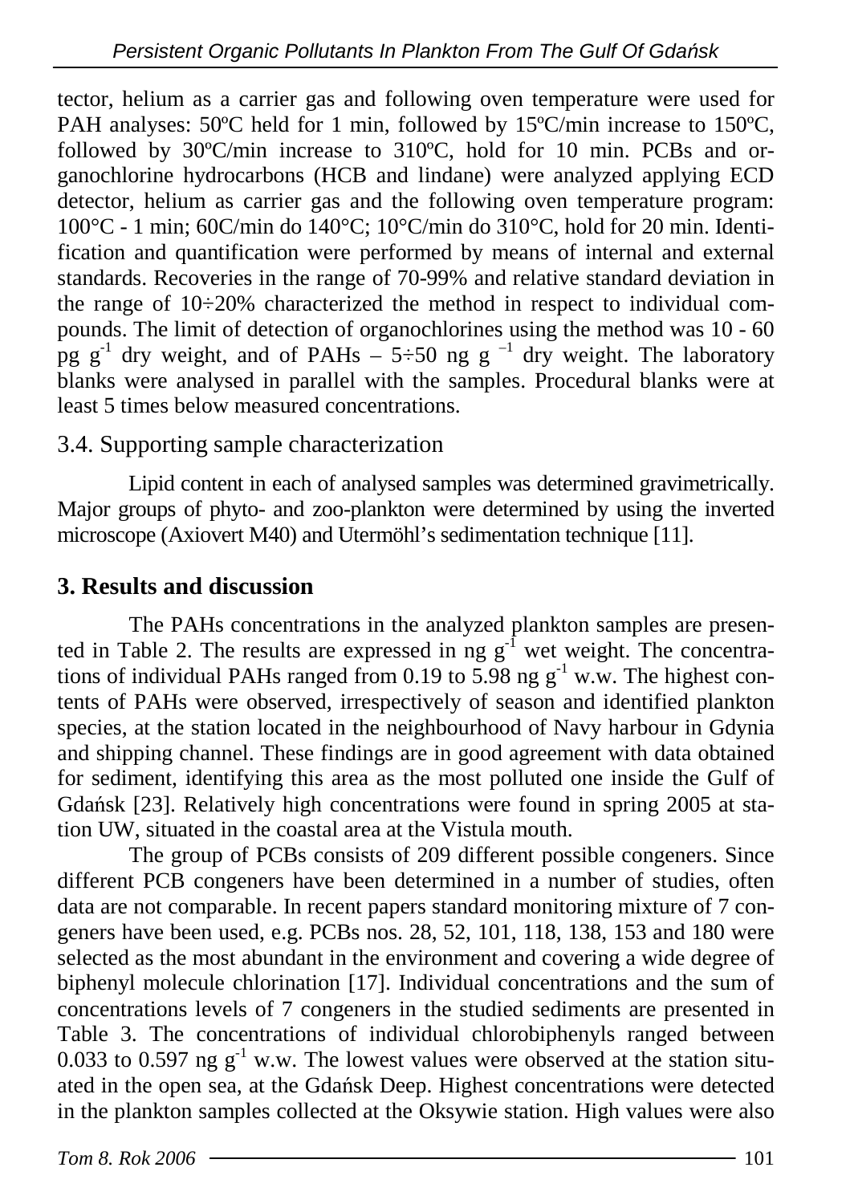tector, helium as a carrier gas and following oven temperature were used for PAH analyses: 50ºC held for 1 min, followed by 15ºC/min increase to 150ºC, followed by 30ºC/min increase to 310ºC, hold for 10 min. PCBs and organochlorine hydrocarbons (HCB and lindane) were analyzed applying ECD detector, helium as carrier gas and the following oven temperature program: 100°C - 1 min; 60C/min do 140°C; 10°C/min do 310°C, hold for 20 min. Identification and quantification were performed by means of internal and external standards. Recoveries in the range of 70-99% and relative standard deviation in the range of 10÷20% characterized the method in respect to individual compounds. The limit of detection of organochlorines using the method was 10 - 60 pg $g^{-1}$ dry weight, and of PAHs – 5÷50 ng $g^{-1}$ dry weight. The laboratory blanks were analysed in parallel with the samples. Procedural blanks were at least 5 times below measured concentrations.

### 3.4. Supporting sample characterization

Lipid content in each of analysed samples was determined gravimetrically. Major groups of phyto- and zoo-plankton were determined by using the inverted microscope (Axiovert M40) and Utermöhl's sedimentation technique [11].

## 3. Results and discussion

The PAHs concentrations in the analyzed plankton samples are presented in Table 2. The results are expressed in ng $g^{-1}$ wet weight. The concentrations of individual PAHs ranged from 0.19 to 5.98 ng $g^{-1}$ w.w. The highest contents of PAHs were observed, irrespectively of season and identified plankton species, at the station located in the neighbourhood of Navy harbour in Gdynia and shipping channel. These findings are in good agreement with data obtained for sediment, identifying this area as the most polluted one inside the Gulf of Gdańsk [23]. Relatively high concentrations were found in spring 2005 at station UW, situated in the coastal area at the Vistula mouth.

The group of PCBs consists of 209 different possible congeners. Since different PCB congeners have been determined in a number of studies, often data are not comparable. In recent papers standard monitoring mixture of 7 congeners have been used, e.g. PCBs nos. 28, 52, 101, 118, 138, 153 and 180 were selected as the most abundant in the environment and covering a wide degree of biphenyl molecule chlorination [17]. Individual concentrations and the sum of concentrations levels of 7 congeners in the studied sediments are presented in Table 3. The concentrations of individual chlorobiphenyls ranged between 0.033 to 0.597 ng $g^{-1}$ w.w. The lowest values were observed at the station situated in the open sea, at the Gdańsk Deep. Highest concentrations were detected in the plankton samples collected at the Oksywie station. High values were also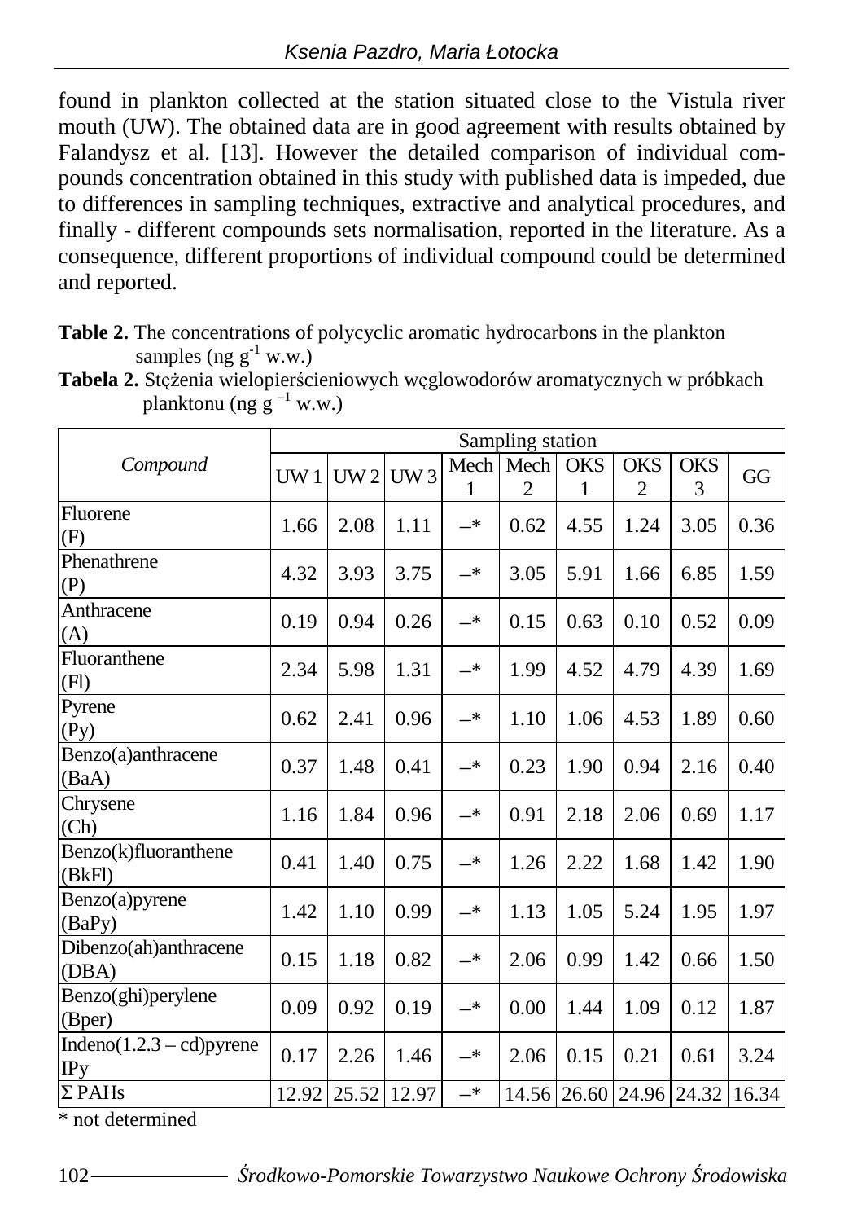found in plankton collected at the station situated close to the Vistula river mouth (UW). The obtained data are in good agreement with results obtained by Falandysz et al. [13]. However the detailed comparison of individual compounds concentration obtained in this study with published data is impeded, due to differences in sampling techniques, extractive and analytical procedures, and finally - different compounds sets normalisation, reported in the literature. As a consequence, different proportions of individual compound could be determined and reported.

**Table 2.** The concentrations of polycyclic aromatic hydrocarbons in the plankton samples (ng $g^{-1}$ w.w.)

**Tabela 2.** Stężenia wielopierścieniowych węglowodorów aromatycznych w próbkach planktonu (ng $g^{-1}$ w.w.)

| *Compound* | Sampling station | | | | | | | | |
|---|---|---|---|---|---|---|---|---|---|
| | UW 1 | UW 2 | UW 3 | Mech 1 | Mech 2 | OKS 1 | OKS 2 | OKS 3 | GG |
| Fluorene (F) | 1.66 | 2.08 | 1.11 | –* | 0.62 | 4.55 | 1.24 | 3.05 | 0.36 |
| Phenathrene (P) | 4.32 | 3.93 | 3.75 | –* | 3.05 | 5.91 | 1.66 | 6.85 | 1.59 |
| Anthracene (A) | 0.19 | 0.94 | 0.26 | –* | 0.15 | 0.63 | 0.10 | 0.52 | 0.09 |
| Fluoranthene (Fl) | 2.34 | 5.98 | 1.31 | –* | 1.99 | 4.52 | 4.79 | 4.39 | 1.69 |
| Pyrene (Py) | 0.62 | 2.41 | 0.96 | –* | 1.10 | 1.06 | 4.53 | 1.89 | 0.60 |
| Benzo(a)anthracene (BaA) | 0.37 | 1.48 | 0.41 | –* | 0.23 | 1.90 | 0.94 | 2.16 | 0.40 |
| Chrysene (Ch) | 1.16 | 1.84 | 0.96 | –* | 0.91 | 2.18 | 2.06 | 0.69 | 1.17 |
| Benzo(k)fluoranthene (BkFl) | 0.41 | 1.40 | 0.75 | –* | 1.26 | 2.22 | 1.68 | 1.42 | 1.90 |
| Benzo(a)pyrene (BaPy) | 1.42 | 1.10 | 0.99 | –* | 1.13 | 1.05 | 5.24 | 1.95 | 1.97 |
| Dibenzo(ah)anthracene (DBA) | 0.15 | 1.18 | 0.82 | –* | 2.06 | 0.99 | 1.42 | 0.66 | 1.50 |
| Benzo(ghi)perylene (Bper) | 0.09 | 0.92 | 0.19 | –* | 0.00 | 1.44 | 1.09 | 0.12 | 1.87 |
| Indeno(1.2.3 – cd)pyrene IPy | 0.17 | 2.26 | 1.46 | –* | 2.06 | 0.15 | 0.21 | 0.61 | 3.24 |
| Σ PAHs | 12.92 | 25.52 | 12.97 | –* | 14.56 | 26.60 | 24.96 | 24.32 | 16.34 |

\* not determined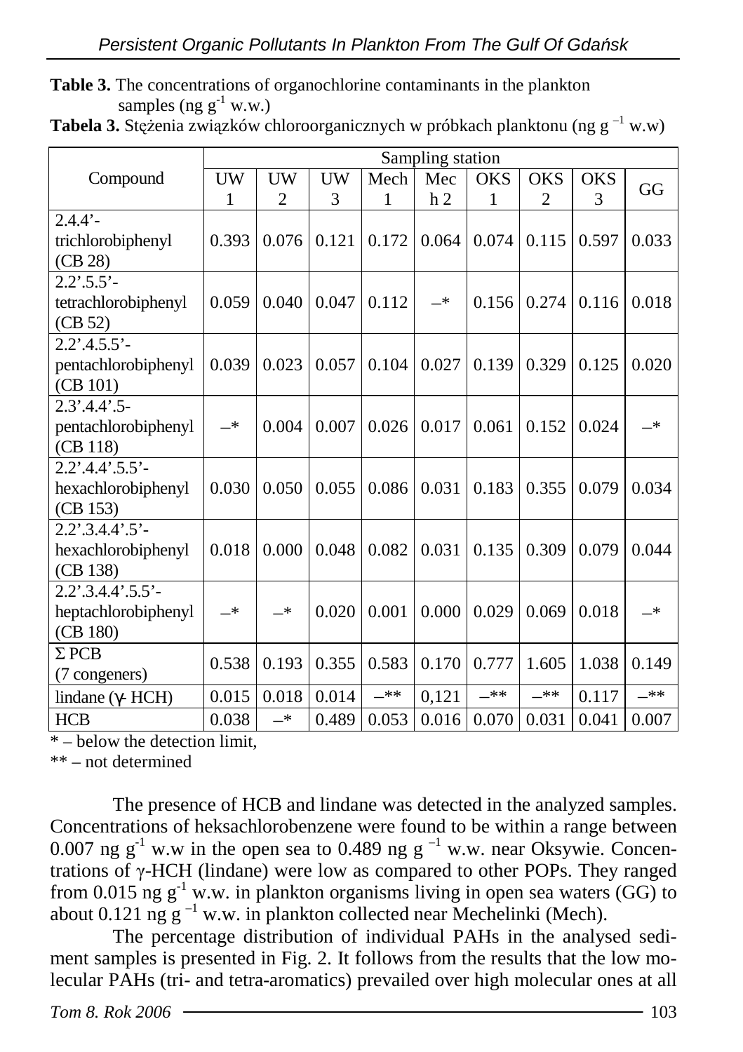**Table 3.** The concentrations of organochlorine contaminants in the plankton samples (ng $g^{-1}$ w.w.)

**Tabela 3.** Stężenia związków chloroorganicznych w próbkach planktonu (ng $g^{-1}$ w.w)

| Compound | Sampling station | | | | | | | | |
|---|---|---|---|---|---|---|---|---|---|
| | UW 1 | UW 2 | UW 3 | Mech 1 | Mech 2 | OKS 1 | OKS 2 | OKS 3 | GG |
| 2.4.4'-trichlorobiphenyl (CB 28) | 0.393 | 0.076 | 0.121 | 0.172 | 0.064 | 0.074 | 0.115 | 0.597 | 0.033 |
| 2.2'.5.5'-tetrachlorobiphenyl (CB 52) | 0.059 | 0.040 | 0.047 | 0.112 | –* | 0.156 | 0.274 | 0.116 | 0.018 |
| 2.2'.4.5.5'-pentachlorobiphenyl (CB 101) | 0.039 | 0.023 | 0.057 | 0.104 | 0.027 | 0.139 | 0.329 | 0.125 | 0.020 |
| 2.3'.4.4'.5-pentachlorobiphenyl (CB 118) | –* | 0.004 | 0.007 | 0.026 | 0.017 | 0.061 | 0.152 | 0.024 | –* |
| 2.2'.4.4'.5.5'-hexachlorobiphenyl (CB 153) | 0.030 | 0.050 | 0.055 | 0.086 | 0.031 | 0.183 | 0.355 | 0.079 | 0.034 |
| 2.2'.3.4.4'.5'-hexachlorobiphenyl (CB 138) | 0.018 | 0.000 | 0.048 | 0.082 | 0.031 | 0.135 | 0.309 | 0.079 | 0.044 |
| 2.2'.3.4.4'.5.5'-heptachlorobiphenyl (CB 180) | –* | –* | 0.020 | 0.001 | 0.000 | 0.029 | 0.069 | 0.018 | –* |
| Σ PCB (7 congeners) | 0.538 | 0.193 | 0.355 | 0.583 | 0.170 | 0.777 | 1.605 | 1.038 | 0.149 |
| lindane (γ- HCH) | 0.015 | 0.018 | 0.014 | –** | 0,121 | –** | –** | 0.117 | –** |
| HCB | 0.038 | –* | 0.489 | 0.053 | 0.016 | 0.070 | 0.031 | 0.041 | 0.007 |

* – below the detection limit,
** – not determined

The presence of HCB and lindane was detected in the analyzed samples. Concentrations of heksachlorobenzene were found to be within a range between 0.007 ng $g^{-1}$ w.w in the open sea to 0.489 ng $g^{-1}$ w.w. near Oksywie. Concentrations of γ-HCH (lindane) were low as compared to other POPs. They ranged from 0.015 ng $g^{-1}$ w.w. in plankton organisms living in open sea waters (GG) to about 0.121 ng $g^{-1}$ w.w. in plankton collected near Mechelinki (Mech).

The percentage distribution of individual PAHs in the analysed sediment samples is presented in Fig. 2. It follows from the results that the low molecular PAHs (tri- and tetra-aromatics) prevailed over high molecular ones at all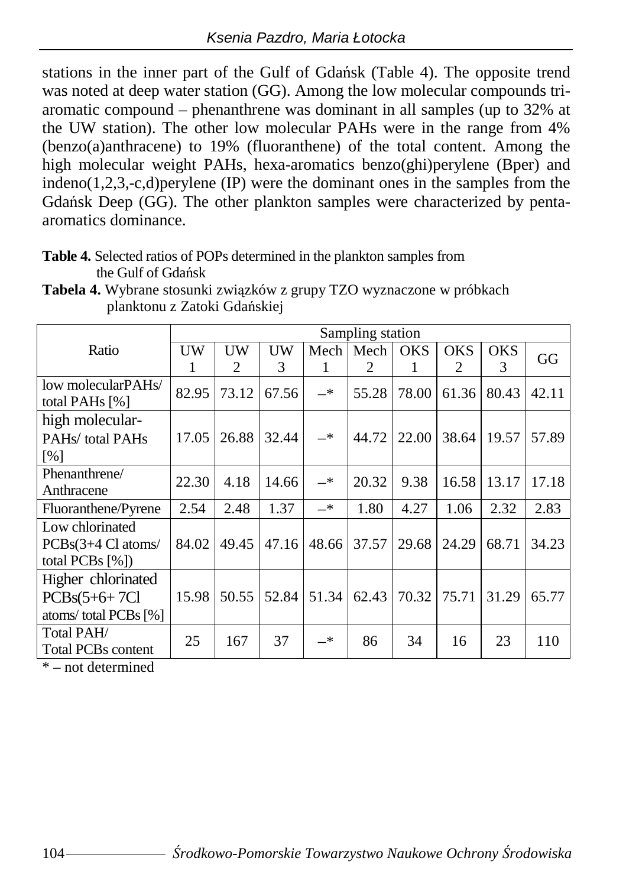stations in the inner part of the Gulf of Gdańsk (Table 4). The opposite trend was noted at deep water station (GG). Among the low molecular compounds tri-aromatic compound – phenanthrene was dominant in all samples (up to 32% at the UW station). The other low molecular PAHs were in the range from 4% (benzo(a)anthracene) to 19% (fluoranthene) of the total content. Among the high molecular weight PAHs, hexa-aromatics benzo(ghi)perylene (Bper) and indeno(1,2,3,-c,d)perylene (IP) were the dominant ones in the samples from the Gdańsk Deep (GG). The other plankton samples were characterized by penta-aromatics dominance.

**Table 4.** Selected ratios of POPs determined in the plankton samples from the Gulf of Gdańsk

**Tabela 4.** Wybrane stosunki związków z grupy TZO wyznaczone w próbkach planktonu z Zatoki Gdańskiej

| Ratio | Sampling station | | | | | | | | |
|---|---|---|---|---|---|---|---|---|---|
| | UW 1 | UW 2 | UW 3 | Mech 1 | Mech 2 | OKS 1 | OKS 2 | OKS 3 | GG |
| low molecularPAHs/ total PAHs [%] | 82.95 | 73.12 | 67.56 | –* | 55.28 | 78.00 | 61.36 | 80.43 | 42.11 |
| high molecular-PAHs/ total PAHs [%] | 17.05 | 26.88 | 32.44 | –* | 44.72 | 22.00 | 38.64 | 19.57 | 57.89 |
| Phenanthrene/ Anthracene | 22.30 | 4.18 | 14.66 | –* | 20.32 | 9.38 | 16.58 | 13.17 | 17.18 |
| Fluoranthene/Pyrene | 2.54 | 2.48 | 1.37 | –* | 1.80 | 4.27 | 1.06 | 2.32 | 2.83 |
| Low chlorinated PCBs(3+4 Cl atoms/ total PCBs [%]) | 84.02 | 49.45 | 47.16 | 48.66 | 37.57 | 29.68 | 24.29 | 68.71 | 34.23 |
| Higher chlorinated PCBs(5+6+ 7Cl atoms/ total PCBs [%] | 15.98 | 50.55 | 52.84 | 51.34 | 62.43 | 70.32 | 75.71 | 31.29 | 65.77 |
| Total PAH/ Total PCBs content | 25 | 167 | 37 | –* | 86 | 34 | 16 | 23 | 110 |

* – not determined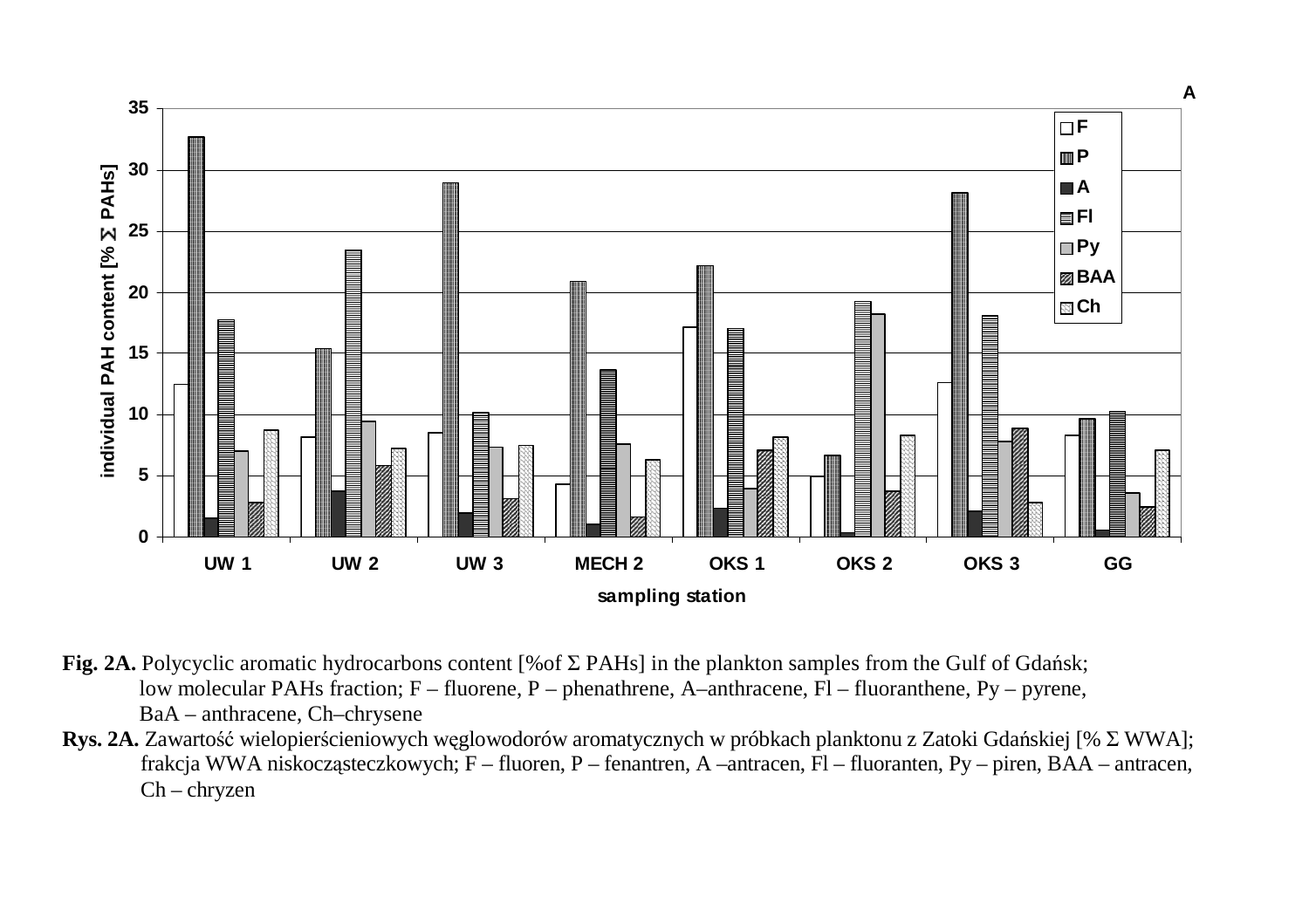**Fig. 2A.** Polycyclic aromatic hydrocarbons content [%of Σ PAHs] in the plankton samples from the Gulf of Gdańsk; low molecular PAHs fraction; F – fluorene, P – phenathrene, A–anthracene, Fl – fluoranthene, Py – pyrene, BaA – anthracene, Ch–chrysene

**Rys. 2A.** Zawartość wielopierścieniowych węglowodorów aromatycznych w próbkach planktonu z Zatoki Gdańskiej [% Σ WWA]; frakcja WWA niskocząsteczkowych; F – fluoren, P – fenantren, A –antracen, Fl – fluoranten, Py – piren, BAA – antracen, Ch – chryzen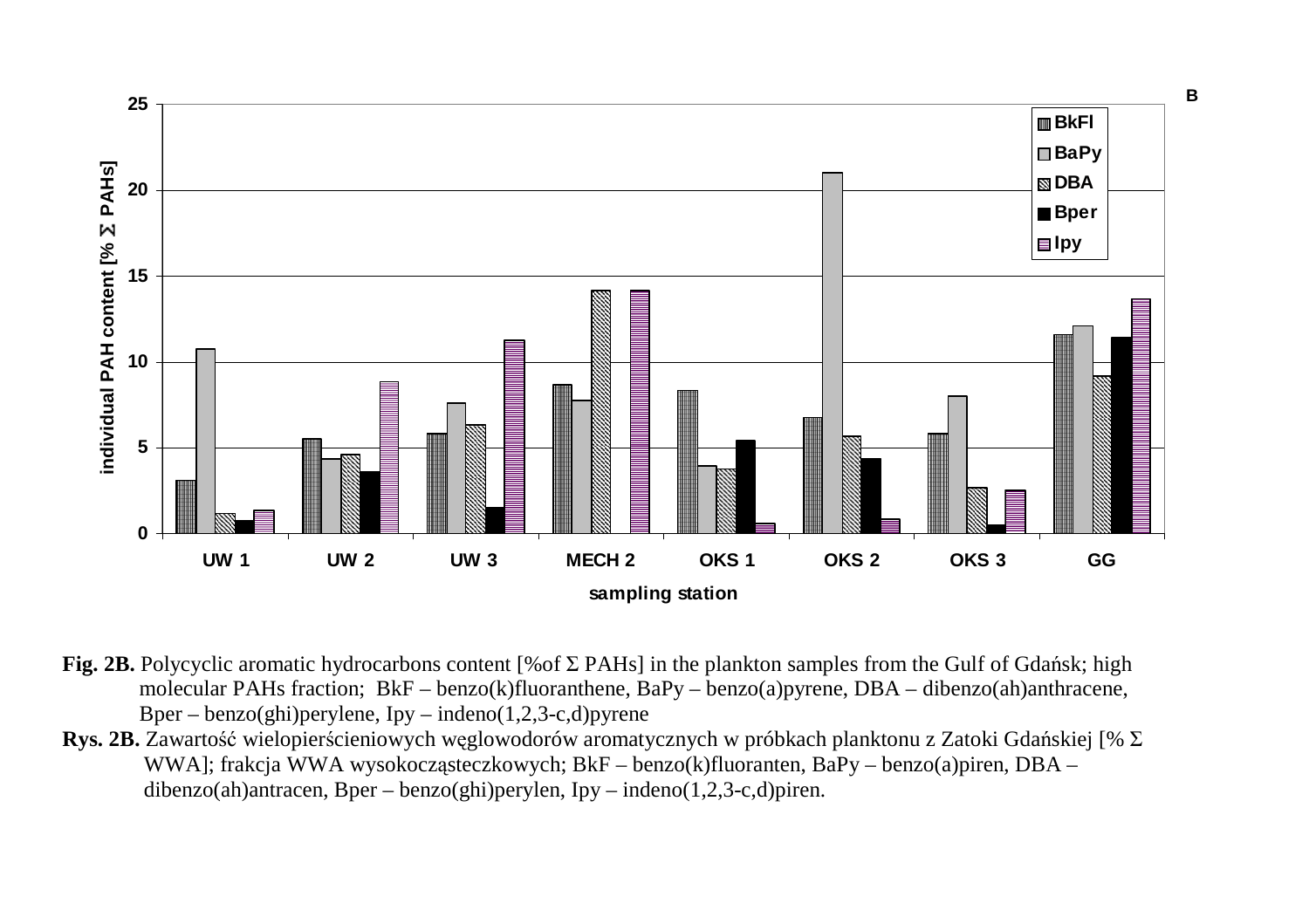**Fig. 2B.** Polycyclic aromatic hydrocarbons content [%of Σ PAHs] in the plankton samples from the Gulf of Gdańsk; high molecular PAHs fraction; BkF – benzo(k)fluoranthene, BaPy – benzo(a)pyrene, DBA – dibenzo(ah)anthracene, Bper – benzo(ghi)perylene, Ipy – indeno(1,2,3-c,d)pyrene

**Rys. 2B.** Zawartość wielopierścieniowych węglowodorów aromatycznych w próbkach planktonu z Zatoki Gdańskiej [% Σ WWA]; frakcja WWA wysokocząsteczkowych; BkF – benzo(k)fluoranten, BaPy – benzo(a)piren, DBA – dibenzo(ah)antracen, Bper – benzo(ghi)perylen, Ipy – indeno(1,2,3-c,d)piren.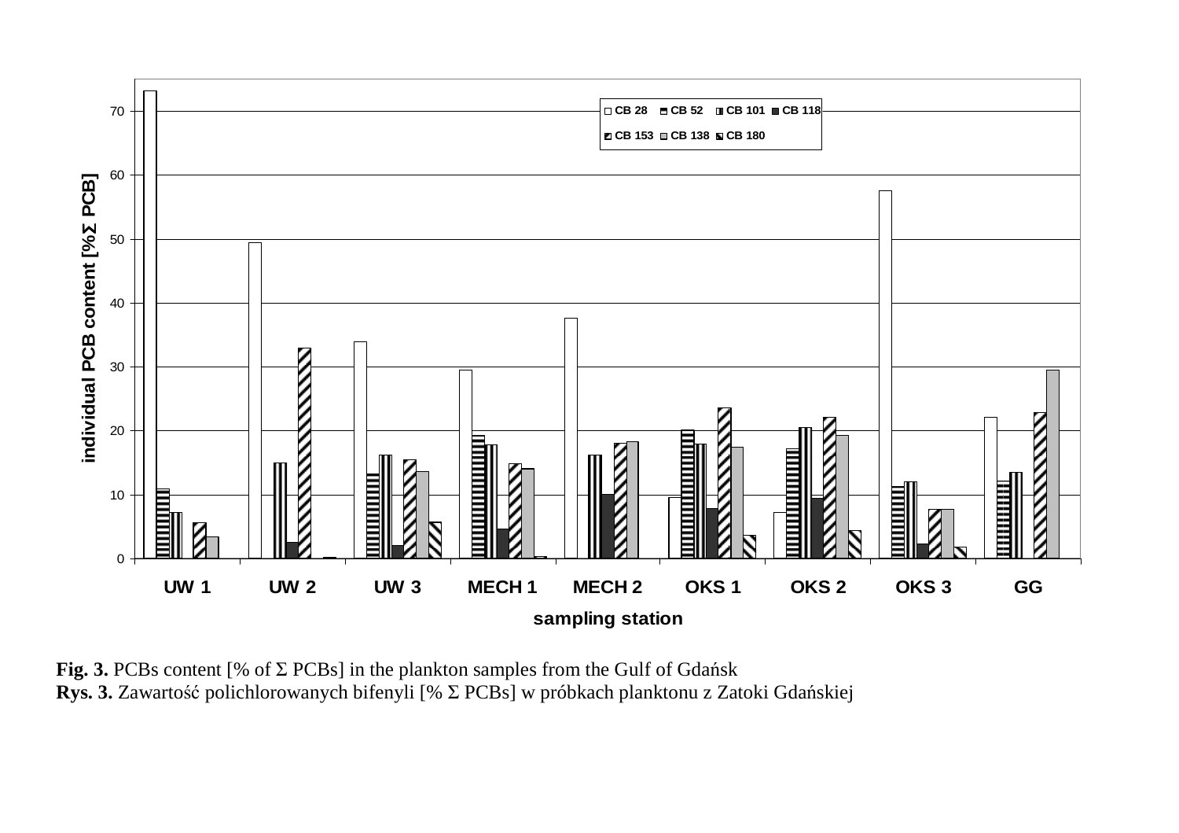**Fig. 3.** PCBs content [% of Σ PCBs] in the plankton samples from the Gulf of Gdańsk

**Rys. 3.** Zawartość polichlorowanych bifenyli [% Σ PCBs] w próbkach planktonu z Zatoki Gdańskiej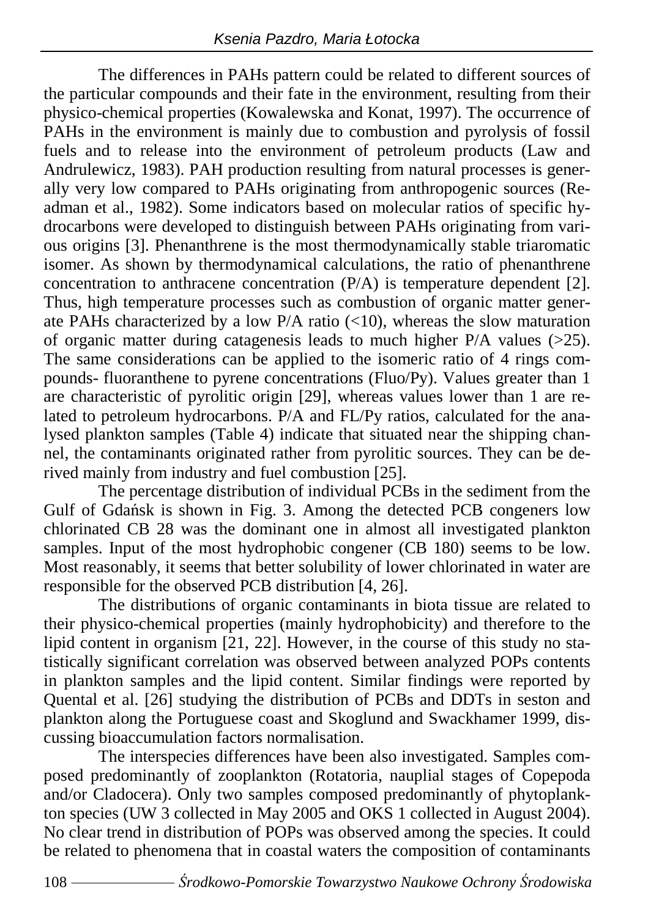The differences in PAHs pattern could be related to different sources of the particular compounds and their fate in the environment, resulting from their physico-chemical properties (Kowalewska and Konat, 1997). The occurrence of PAHs in the environment is mainly due to combustion and pyrolysis of fossil fuels and to release into the environment of petroleum products (Law and Andrulewicz, 1983). PAH production resulting from natural processes is generally very low compared to PAHs originating from anthropogenic sources (Readman et al., 1982). Some indicators based on molecular ratios of specific hydrocarbons were developed to distinguish between PAHs originating from various origins [3]. Phenanthrene is the most thermodynamically stable triaromatic isomer. As shown by thermodynamical calculations, the ratio of phenanthrene concentration to anthracene concentration (P/A) is temperature dependent [2]. Thus, high temperature processes such as combustion of organic matter generate PAHs characterized by a low P/A ratio (<10), whereas the slow maturation of organic matter during catagenesis leads to much higher P/A values (>25). The same considerations can be applied to the isomeric ratio of 4 rings compounds- fluoranthene to pyrene concentrations (Fluo/Py). Values greater than 1 are characteristic of pyrolitic origin [29], whereas values lower than 1 are related to petroleum hydrocarbons. P/A and FL/Py ratios, calculated for the analysed plankton samples (Table 4) indicate that situated near the shipping channel, the contaminants originated rather from pyrolitic sources. They can be derived mainly from industry and fuel combustion [25].

The percentage distribution of individual PCBs in the sediment from the Gulf of Gdańsk is shown in Fig. 3. Among the detected PCB congeners low chlorinated CB 28 was the dominant one in almost all investigated plankton samples. Input of the most hydrophobic congener (CB 180) seems to be low. Most reasonably, it seems that better solubility of lower chlorinated in water are responsible for the observed PCB distribution [4, 26].

The distributions of organic contaminants in biota tissue are related to their physico-chemical properties (mainly hydrophobicity) and therefore to the lipid content in organism [21, 22]. However, in the course of this study no statistically significant correlation was observed between analyzed POPs contents in plankton samples and the lipid content. Similar findings were reported by Quental et al. [26] studying the distribution of PCBs and DDTs in seston and plankton along the Portuguese coast and Skoglund and Swackhamer 1999, discussing bioaccumulation factors normalisation.

The interspecies differences have been also investigated. Samples composed predominantly of zooplankton (Rotatoria, nauplial stages of Copepoda and/or Cladocera). Only two samples composed predominantly of phytoplankton species (UW 3 collected in May 2005 and OKS 1 collected in August 2004). No clear trend in distribution of POPs was observed among the species. It could be related to phenomena that in coastal waters the composition of contaminants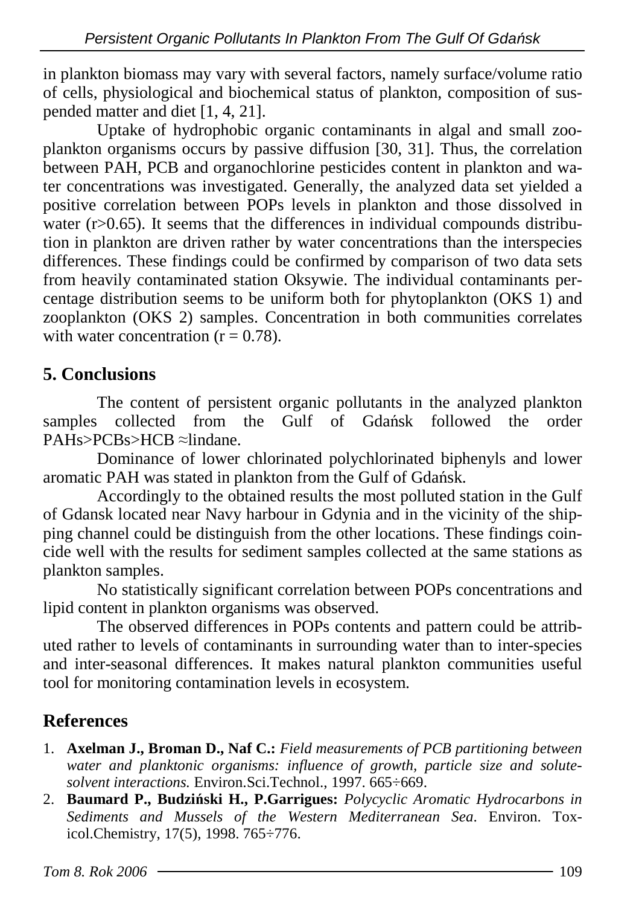in plankton biomass may vary with several factors, namely surface/volume ratio of cells, physiological and biochemical status of plankton, composition of suspended matter and diet [1, 4, 21].

Uptake of hydrophobic organic contaminants in algal and small zooplankton organisms occurs by passive diffusion [30, 31]. Thus, the correlation between PAH, PCB and organochlorine pesticides content in plankton and water concentrations was investigated. Generally, the analyzed data set yielded a positive correlation between POPs levels in plankton and those dissolved in water ($r>0.65$). It seems that the differences in individual compounds distribution in plankton are driven rather by water concentrations than the interspecies differences. These findings could be confirmed by comparison of two data sets from heavily contaminated station Oksywie. The individual contaminants percentage distribution seems to be uniform both for phytoplankton (OKS 1) and zooplankton (OKS 2) samples. Concentration in both communities correlates with water concentration ($r = 0.78$).

## 5. Conclusions

The content of persistent organic pollutants in the analyzed plankton samples collected from the Gulf of Gdańsk followed the order PAHs>PCBs>HCB ≈lindane.

Dominance of lower chlorinated polychlorinated biphenyls and lower aromatic PAH was stated in plankton from the Gulf of Gdańsk.

Accordingly to the obtained results the most polluted station in the Gulf of Gdansk located near Navy harbour in Gdynia and in the vicinity of the shipping channel could be distinguish from the other locations. These findings coincide well with the results for sediment samples collected at the same stations as plankton samples.

No statistically significant correlation between POPs concentrations and lipid content in plankton organisms was observed.

The observed differences in POPs contents and pattern could be attributed rather to levels of contaminants in surrounding water than to inter-species and inter-seasonal differences. It makes natural plankton communities useful tool for monitoring contamination levels in ecosystem.

## References

1. **Axelman J., Broman D., Naf C.:** *Field measurements of PCB partitioning between water and planktonic organisms: influence of growth, particle size and solute-solvent interactions.* Environ.Sci.Technol., 1997. 665÷669.
2. **Baumard P., Budziński H., P.Garrigues:** *Polycyclic Aromatic Hydrocarbons in Sediments and Mussels of the Western Mediterranean Sea.* Environ. Toxicol.Chemistry, 17(5), 1998. 765÷776.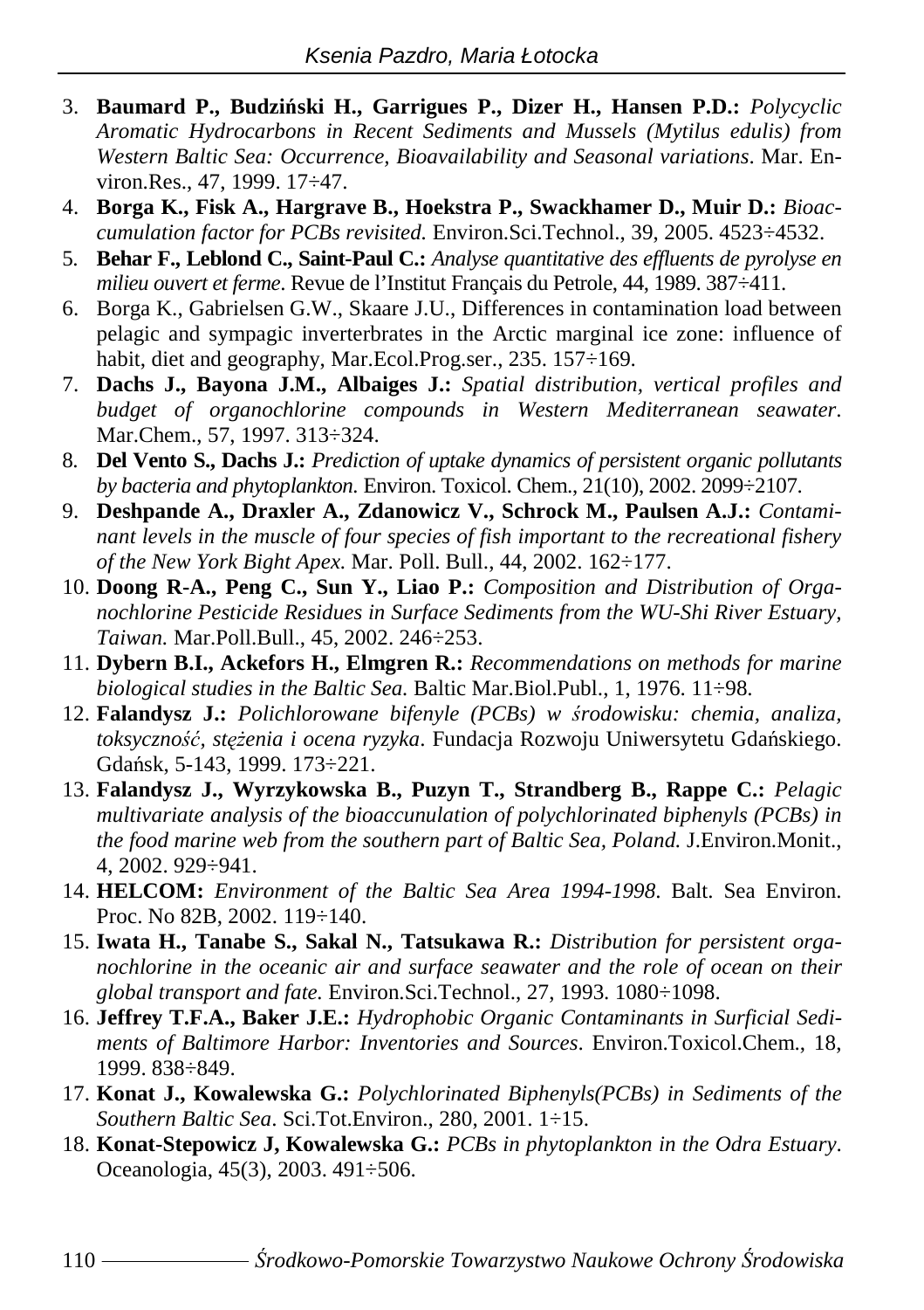3. **Baumard P., Budziński H., Garrigues P., Dizer H., Hansen P.D.:** *Polycyclic Aromatic Hydrocarbons in Recent Sediments and Mussels (Mytilus edulis) from Western Baltic Sea: Occurrence, Bioavailability and Seasonal variations*. Mar. Environ.Res., 47, 1999. 17÷47.
4. **Borga K., Fisk A., Hargrave B., Hoekstra P., Swackhamer D., Muir D.:** *Bioaccumulation factor for PCBs revisited.* Environ.Sci.Technol., 39, 2005. 4523÷4532.
5. **Behar F., Leblond C., Saint-Paul C.:** *Analyse quantitative des effluents de pyrolyse en milieu ouvert et ferme.* Revue de l'Institut Français du Petrole, 44, 1989. 387÷411.
6. Borga K., Gabrielsen G.W., Skaare J.U., Differences in contamination load between pelagic and sympagic inverterbrates in the Arctic marginal ice zone: influence of habit, diet and geography, Mar.Ecol.Prog.ser., 235. 157÷169.
7. **Dachs J., Bayona J.M., Albaiges J.:** *Spatial distribution, vertical profiles and budget of organochlorine compounds in Western Mediterranean seawater*. Mar.Chem., 57, 1997. 313÷324.
8. **Del Vento S., Dachs J.:** *Prediction of uptake dynamics of persistent organic pollutants by bacteria and phytoplankton.* Environ. Toxicol. Chem., 21(10), 2002. 2099÷2107.
9. **Deshpande A., Draxler A., Zdanowicz V., Schrock M., Paulsen A.J.:** *Contaminant levels in the muscle of four species of fish important to the recreational fishery of the New York Bight Apex.* Mar. Poll. Bull., 44, 2002. 162÷177.
10. **Doong R-A., Peng C., Sun Y., Liao P.:** *Composition and Distribution of Organochlorine Pesticide Residues in Surface Sediments from the WU-Shi River Estuary, Taiwan.* Mar.Poll.Bull., 45, 2002. 246÷253.
11. **Dybern B.I., Ackefors H., Elmgren R.:** *Recommendations on methods for marine biological studies in the Baltic Sea.* Baltic Mar.Biol.Publ., 1, 1976. 11÷98.
12. **Falandysz J.:** *Polichlorowane bifenyle (PCBs) w środowisku: chemia, analiza, toksyczność, stężenia i ocena ryzyka*. Fundacja Rozwoju Uniwersytetu Gdańskiego. Gdańsk, 5-143, 1999. 173÷221.
13. **Falandysz J., Wyrzykowska B., Puzyn T., Strandberg B., Rappe C.:** *Pelagic multivariate analysis of the bioaccunulation of polychlorinated biphenyls (PCBs) in the food marine web from the southern part of Baltic Sea, Poland.* J.Environ.Monit., 4, 2002. 929÷941.
14. **HELCOM:** *Environment of the Baltic Sea Area 1994-1998*. Balt. Sea Environ. Proc. No 82B, 2002. 119÷140.
15. **Iwata H., Tanabe S., Sakal N., Tatsukawa R.:** *Distribution for persistent organochlorine in the oceanic air and surface seawater and the role of ocean on their global transport and fate.* Environ.Sci.Technol., 27, 1993. 1080÷1098.
16. **Jeffrey T.F.A., Baker J.E.:** *Hydrophobic Organic Contaminants in Surficial Sediments of Baltimore Harbor: Inventories and Sources*. Environ.Toxicol.Chem., 18, 1999. 838÷849.
17. **Konat J., Kowalewska G.:** *Polychlorinated Biphenyls(PCBs) in Sediments of the Southern Baltic Sea*. Sci.Tot.Environ., 280, 2001. 1÷15.
18. **Konat-Stepowicz J, Kowalewska G.:** *PCBs in phytoplankton in the Odra Estuary*. Oceanologia, 45(3), 2003. 491÷506.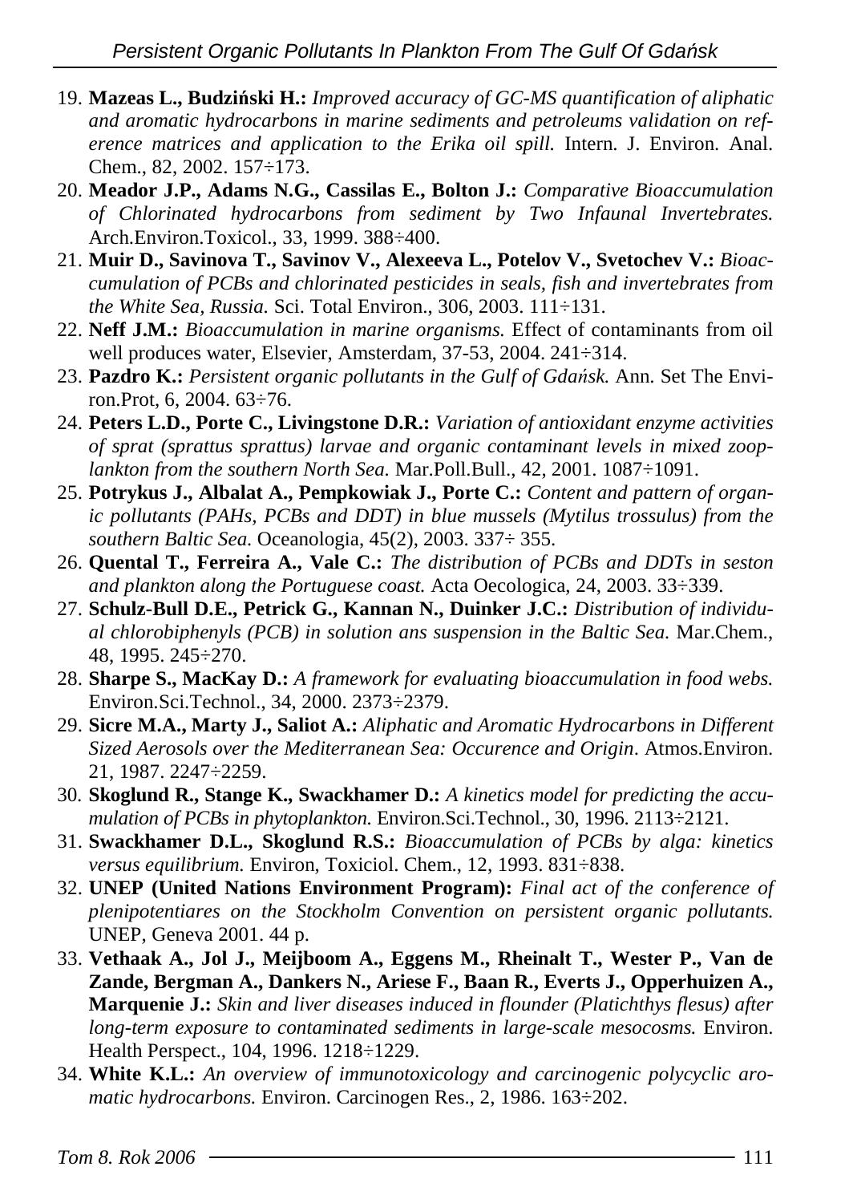19. **Mazeas L., Budziński H.:** *Improved accuracy of GC-MS quantification of aliphatic and aromatic hydrocarbons in marine sediments and petroleums validation on reference matrices and application to the Erika oil spill.* Intern. J. Environ. Anal. Chem., 82, 2002. 157÷173.
20. **Meador J.P., Adams N.G., Cassilas E., Bolton J.:** *Comparative Bioaccumulation of Chlorinated hydrocarbons from sediment by Two Infaunal Invertebrates.* Arch.Environ.Toxicol., 33, 1999. 388÷400.
21. **Muir D., Savinova T., Savinov V., Alexeeva L., Potelov V., Svetochev V.:** *Bioaccumulation of PCBs and chlorinated pesticides in seals, fish and invertebrates from the White Sea, Russia.* Sci. Total Environ., 306, 2003. 111÷131.
22. **Neff J.M.:** *Bioaccumulation in marine organisms.* Effect of contaminants from oil well produces water, Elsevier, Amsterdam, 37-53, 2004. 241÷314.
23. **Pazdro K.:** *Persistent organic pollutants in the Gulf of Gdańsk.* Ann. Set The Environ.Prot, 6, 2004. 63÷76.
24. **Peters L.D., Porte C., Livingstone D.R.:** *Variation of antioxidant enzyme activities of sprat (sprattus sprattus) larvae and organic contaminant levels in mixed zooplankton from the southern North Sea.* Mar.Poll.Bull., 42, 2001. 1087÷1091.
25. **Potrykus J., Albalat A., Pempkowiak J., Porte C.:** *Content and pattern of organic pollutants (PAHs, PCBs and DDT) in blue mussels (Mytilus trossulus) from the southern Baltic Sea.* Oceanologia, 45(2), 2003. 337÷ 355.
26. **Quental T., Ferreira A., Vale C.:** *The distribution of PCBs and DDTs in seston and plankton along the Portuguese coast.* Acta Oecologica, 24, 2003. 33÷339.
27. **Schulz-Bull D.E., Petrick G., Kannan N., Duinker J.C.:** *Distribution of individual chlorobiphenyls (PCB) in solution ans suspension in the Baltic Sea.* Mar.Chem., 48, 1995. 245÷270.
28. **Sharpe S., MacKay D.:** *A framework for evaluating bioaccumulation in food webs.* Environ.Sci.Technol., 34, 2000. 2373÷2379.
29. **Sicre M.A., Marty J., Saliot A.:** *Aliphatic and Aromatic Hydrocarbons in Different Sized Aerosols over the Mediterranean Sea: Occurence and Origin*. Atmos.Environ. 21, 1987. 2247÷2259.
30. **Skoglund R., Stange K., Swackhamer D.:** *A kinetics model for predicting the accumulation of PCBs in phytoplankton.* Environ.Sci.Technol., 30, 1996. 2113÷2121.
31. **Swackhamer D.L., Skoglund R.S.:** *Bioaccumulation of PCBs by alga: kinetics versus equilibrium.* Environ, Toxiciol. Chem., 12, 1993. 831÷838.
32. **UNEP (United Nations Environment Program):** *Final act of the conference of plenipotentiares on the Stockholm Convention on persistent organic pollutants.* UNEP, Geneva 2001. 44 p.
33. **Vethaak A., Jol J., Meijboom A., Eggens M., Rheinalt T., Wester P., Van de Zande, Bergman A., Dankers N., Ariese F., Baan R., Everts J., Opperhuizen A., Marquenie J.:** *Skin and liver diseases induced in flounder (Platichthys flesus) after long-term exposure to contaminated sediments in large-scale mesocosms.* Environ. Health Perspect., 104, 1996. 1218÷1229.
34. **White K.L.:** *An overview of immunotoxicology and carcinogenic polycyclic aromatic hydrocarbons.* Environ. Carcinogen Res., 2, 1986. 163÷202.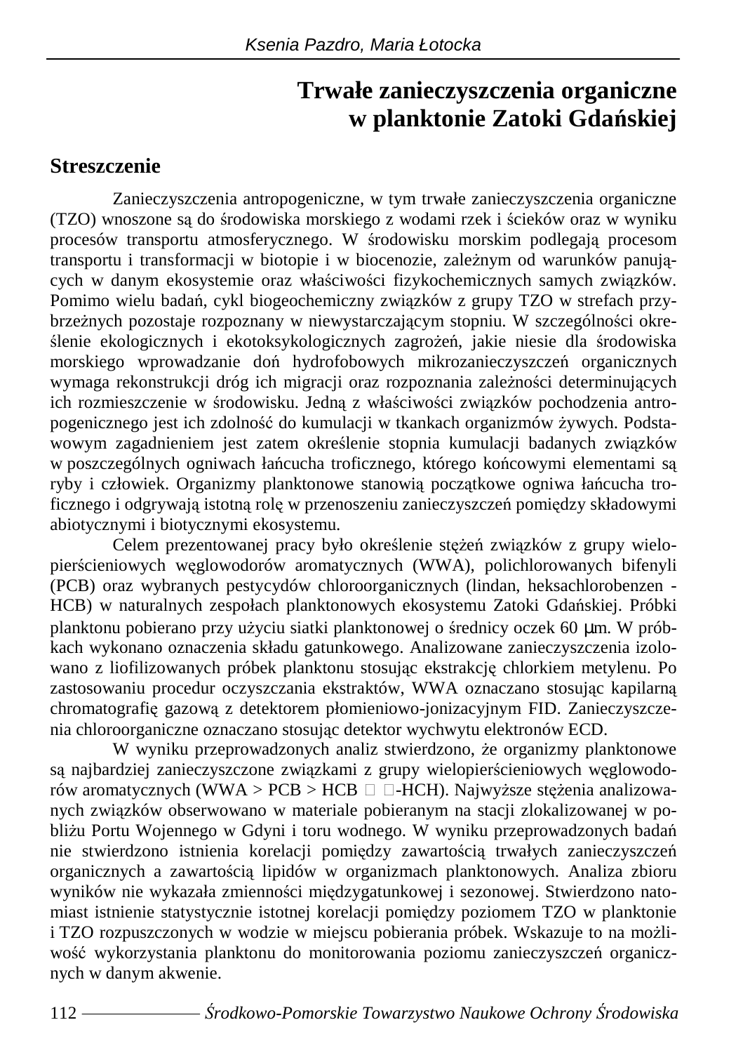# Trwałe zanieczyszczenia organiczne w planktonie Zatoki Gdańskiej

## Streszczenie

Zanieczyszczenia antropogeniczne, w tym trwałe zanieczyszczenia organiczne (TZO) wnoszone są do środowiska morskiego z wodami rzek i ścieków oraz w wyniku procesów transportu atmosferycznego. W środowisku morskim podlegają procesom transportu i transformacji w biotopie i w biocenozie, zależnym od warunków panujących w danym ekosystemie oraz właściwości fizykochemicznych samych związków. Pomimo wielu badań, cykl biogeochemiczny związków z grupy TZO w strefach przybrzeżnych pozostaje rozpoznany w niewystarczającym stopniu. W szczególności określenie ekologicznych i ekotoksykologicznych zagrożeń, jakie niesie dla środowiska morskiego wprowadzanie doń hydrofobowych mikrozanieczyszczeń organicznych wymaga rekonstrukcji dróg ich migracji oraz rozpoznania zależności determinujących ich rozmieszczenie w środowisku. Jedną z właściwości związków pochodzenia antropogenicznego jest ich zdolność do kumulacji w tkankach organizmów żywych. Podstawowym zagadnieniem jest zatem określenie stopnia kumulacji badanych związków w poszczególnych ogniwach łańcucha troficznego, którego końcowymi elementami są ryby i człowiek. Organizmy planktonowe stanowią początkowe ogniwa łańcucha troficznego i odgrywają istotną rolę w przenoszeniu zanieczyszczeń pomiędzy składowymi abiotycznymi i biotycznymi ekosystemu.

Celem prezentowanej pracy było określenie stężeń związków z grupy wielopierścieniowych węglowodorów aromatycznych (WWA), polichlorowanych bifenyli (PCB) oraz wybranych pestycydów chloroorganicznych (lindan, heksachlorobenzen - HCB) w naturalnych zespołach planktonowych ekosystemu Zatoki Gdańskiej. Próbki planktonu pobierano przy użyciu siatki planktonowej o średnicy oczek 60 μm. W próbkach wykonano oznaczenia składu gatunkowego. Analizowane zanieczyszczenia izolowano z liofilizowanych próbek planktonu stosując ekstrakcję chlorkiem metylenu. Po zastosowaniu procedur oczyszczania ekstraktów, WWA oznaczano stosując kapilarną chromatografię gazową z detektorem płomieniowo-jonizacyjnym FID. Zanieczyszczenia chloroorganiczne oznaczano stosując detektor wychwytu elektronów ECD.

W wyniku przeprowadzonych analiz stwierdzono, że organizmy planktonowe są najbardziej zanieczyszczone związkami z grupy wielopierścieniowych węglowodorów aromatycznych (WWA > PCB > HCB ≅ γ-HCH). Najwyższe stężenia analizowanych związków obserwowano w materiale pobieranym na stacji zlokalizowanej w pobliżu Portu Wojennego w Gdyni i toru wodnego. W wyniku przeprowadzonych badań nie stwierdzono istnienia korelacji pomiędzy zawartością trwałych zanieczyszczeń organicznych a zawartością lipidów w organizmach planktonowych. Analiza zbioru wyników nie wykazała zmienności międzygatunkowej i sezonowej. Stwierdzono natomiast istnienie statystycznie istotnej korelacji pomiędzy poziomem TZO w planktonie i TZO rozpuszczonych w wodzie w miejscu pobierania próbek. Wskazuje to na możliwość wykorzystania planktonu do monitorowania poziomu zanieczyszczeń organicznych w danym akwenie.